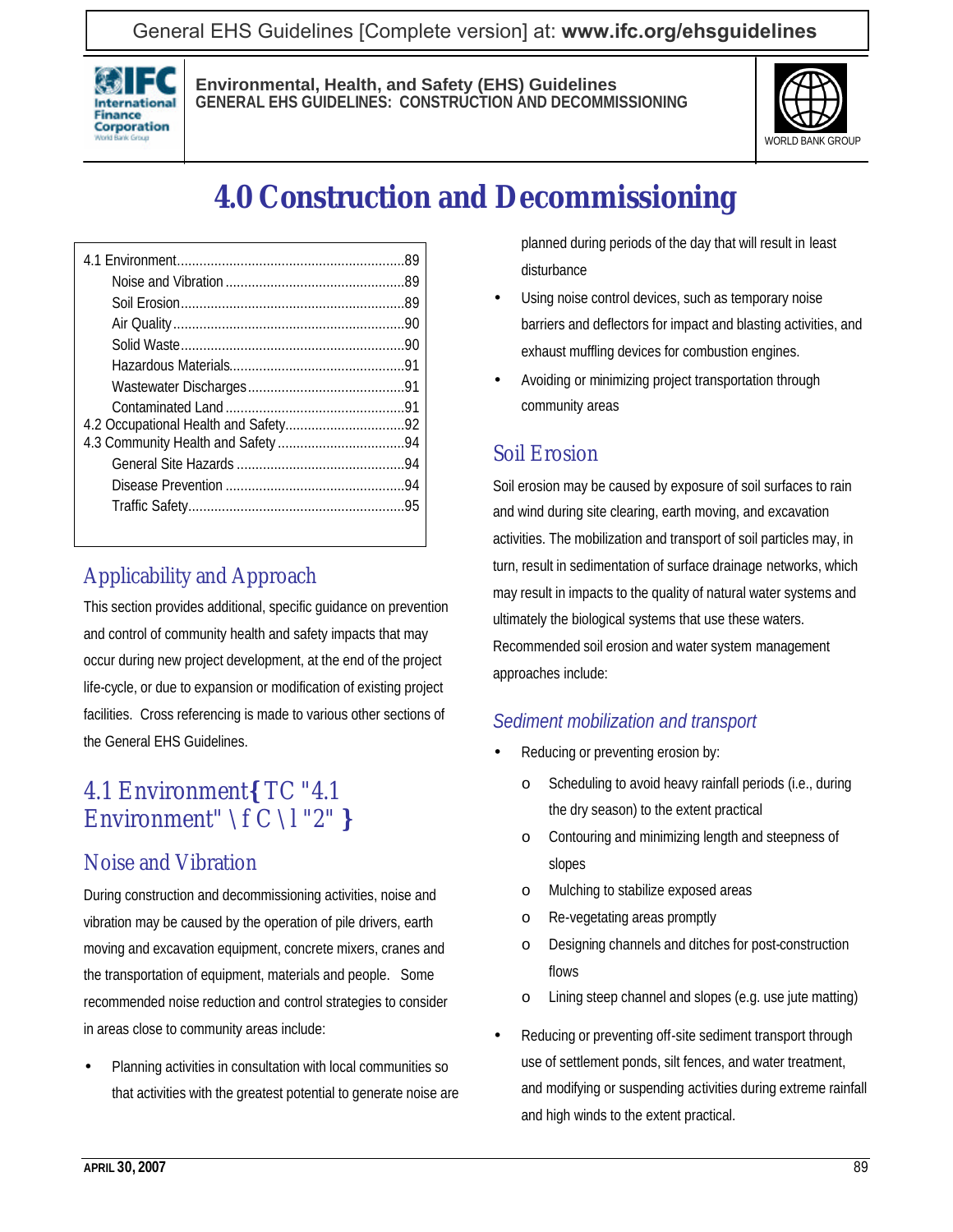# 4.0 Construction and Decommissioning

4.1 Environment.....89
- Noise and Vibration.....89
- Soil Erosion.....89
- Air Quality.....90
- Solid Waste.....90
- Hazardous Materials.....91
- Wastewater Discharges.....91
- Contaminated Land.....91

4.2 Occupational Health and Safety.....92

4.3 Community Health and Safety.....94
- General Site Hazards.....94
- Disease Prevention.....94
- Traffic Safety.....95

## Applicability and Approach

This section provides additional, specific guidance on prevention and control of community health and safety impacts that may occur during new project development, at the end of the project life-cycle, or due to expansion or modification of existing project facilities. Cross referencing is made to various other sections of the General EHS Guidelines.

## 4.1 Environment{ TC "4.1 Environment" \f C \l "2" }

### Noise and Vibration

During construction and decommissioning activities, noise and vibration may be caused by the operation of pile drivers, earth moving and excavation equipment, concrete mixers, cranes and the transportation of equipment, materials and people. Some recommended noise reduction and control strategies to consider in areas close to community areas include:

- Planning activities in consultation with local communities so that activities with the greatest potential to generate noise are planned during periods of the day that will result in least disturbance
- Using noise control devices, such as temporary noise barriers and deflectors for impact and blasting activities, and exhaust muffling devices for combustion engines.
- Avoiding or minimizing project transportation through community areas

### Soil Erosion

Soil erosion may be caused by exposure of soil surfaces to rain and wind during site clearing, earth moving, and excavation activities. The mobilization and transport of soil particles may, in turn, result in sedimentation of surface drainage networks, which may result in impacts to the quality of natural water systems and ultimately the biological systems that use these waters. Recommended soil erosion and water system management approaches include:

#### *Sediment mobilization and transport*

- Reducing or preventing erosion by:
  - Scheduling to avoid heavy rainfall periods (i.e., during the dry season) to the extent practical
  - Contouring and minimizing length and steepness of slopes
  - Mulching to stabilize exposed areas
  - Re-vegetating areas promptly
  - Designing channels and ditches for post-construction flows
  - Lining steep channel and slopes (e.g. use jute matting)
- Reducing or preventing off-site sediment transport through use of settlement ponds, silt fences, and water treatment, and modifying or suspending activities during extreme rainfall and high winds to the extent practical.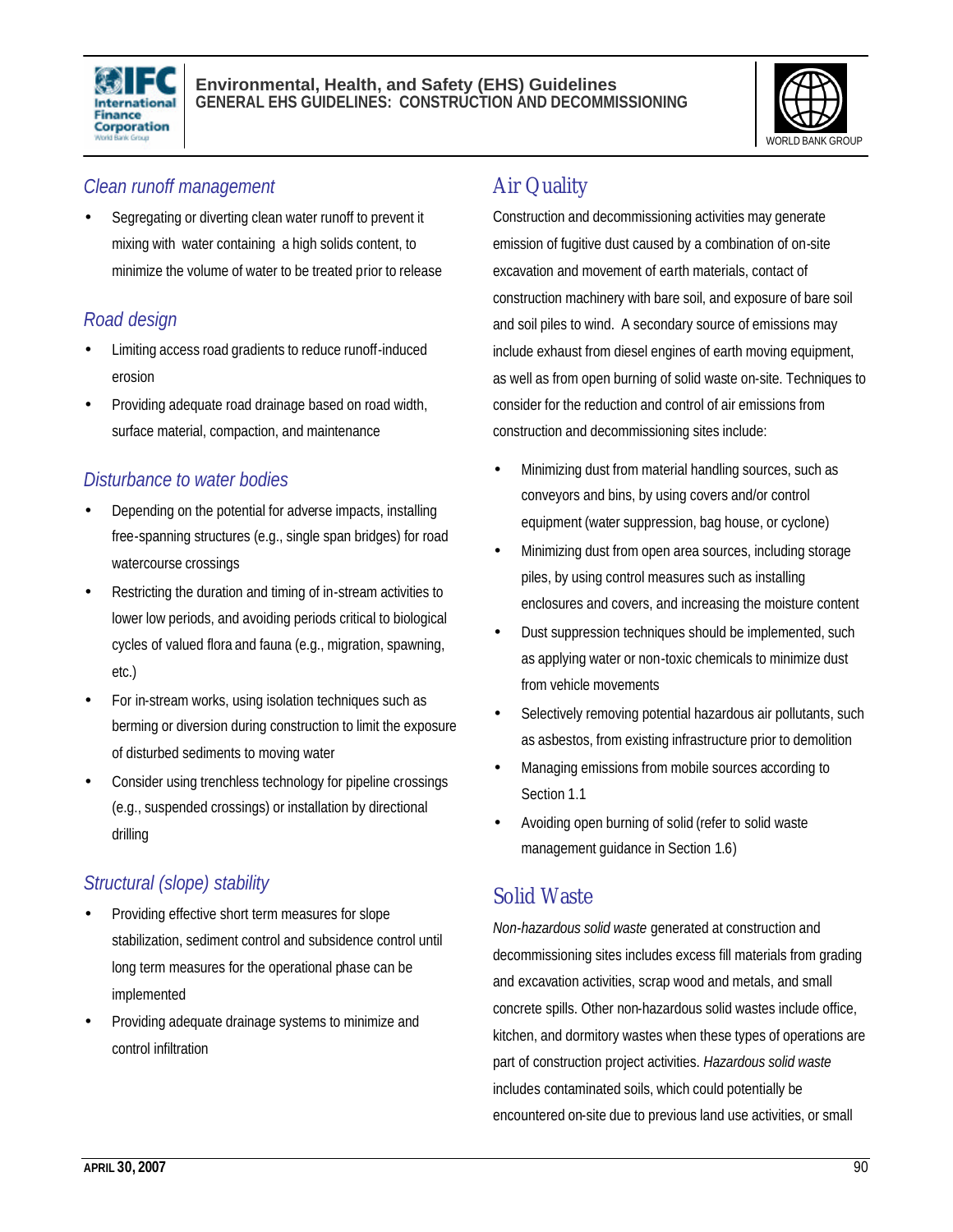### *Clean runoff management*

- Segregating or diverting clean water runoff to prevent it mixing with water containing a high solids content, to minimize the volume of water to be treated prior to release

### *Road design*

- Limiting access road gradients to reduce runoff-induced erosion
- Providing adequate road drainage based on road width, surface material, compaction, and maintenance

### *Disturbance to water bodies*

- Depending on the potential for adverse impacts, installing free-spanning structures (e.g., single span bridges) for road watercourse crossings
- Restricting the duration and timing of in-stream activities to lower low periods, and avoiding periods critical to biological cycles of valued flora and fauna (e.g., migration, spawning, etc.)
- For in-stream works, using isolation techniques such as berming or diversion during construction to limit the exposure of disturbed sediments to moving water
- Consider using trenchless technology for pipeline crossings (e.g., suspended crossings) or installation by directional drilling

### *Structural (slope) stability*

- Providing effective short term measures for slope stabilization, sediment control and subsidence control until long term measures for the operational phase can be implemented
- Providing adequate drainage systems to minimize and control infiltration

## Air Quality

Construction and decommissioning activities may generate emission of fugitive dust caused by a combination of on-site excavation and movement of earth materials, contact of construction machinery with bare soil, and exposure of bare soil and soil piles to wind. A secondary source of emissions may include exhaust from diesel engines of earth moving equipment, as well as from open burning of solid waste on-site. Techniques to consider for the reduction and control of air emissions from construction and decommissioning sites include:

- Minimizing dust from material handling sources, such as conveyors and bins, by using covers and/or control equipment (water suppression, bag house, or cyclone)
- Minimizing dust from open area sources, including storage piles, by using control measures such as installing enclosures and covers, and increasing the moisture content
- Dust suppression techniques should be implemented, such as applying water or non-toxic chemicals to minimize dust from vehicle movements
- Selectively removing potential hazardous air pollutants, such as asbestos, from existing infrastructure prior to demolition
- Managing emissions from mobile sources according to Section 1.1
- Avoiding open burning of solid (refer to solid waste management guidance in Section 1.6)

## Solid Waste

*Non-hazardous solid waste* generated at construction and decommissioning sites includes excess fill materials from grading and excavation activities, scrap wood and metals, and small concrete spills. Other non-hazardous solid wastes include office, kitchen, and dormitory wastes when these types of operations are part of construction project activities. *Hazardous solid waste* includes contaminated soils, which could potentially be encountered on-site due to previous land use activities, or small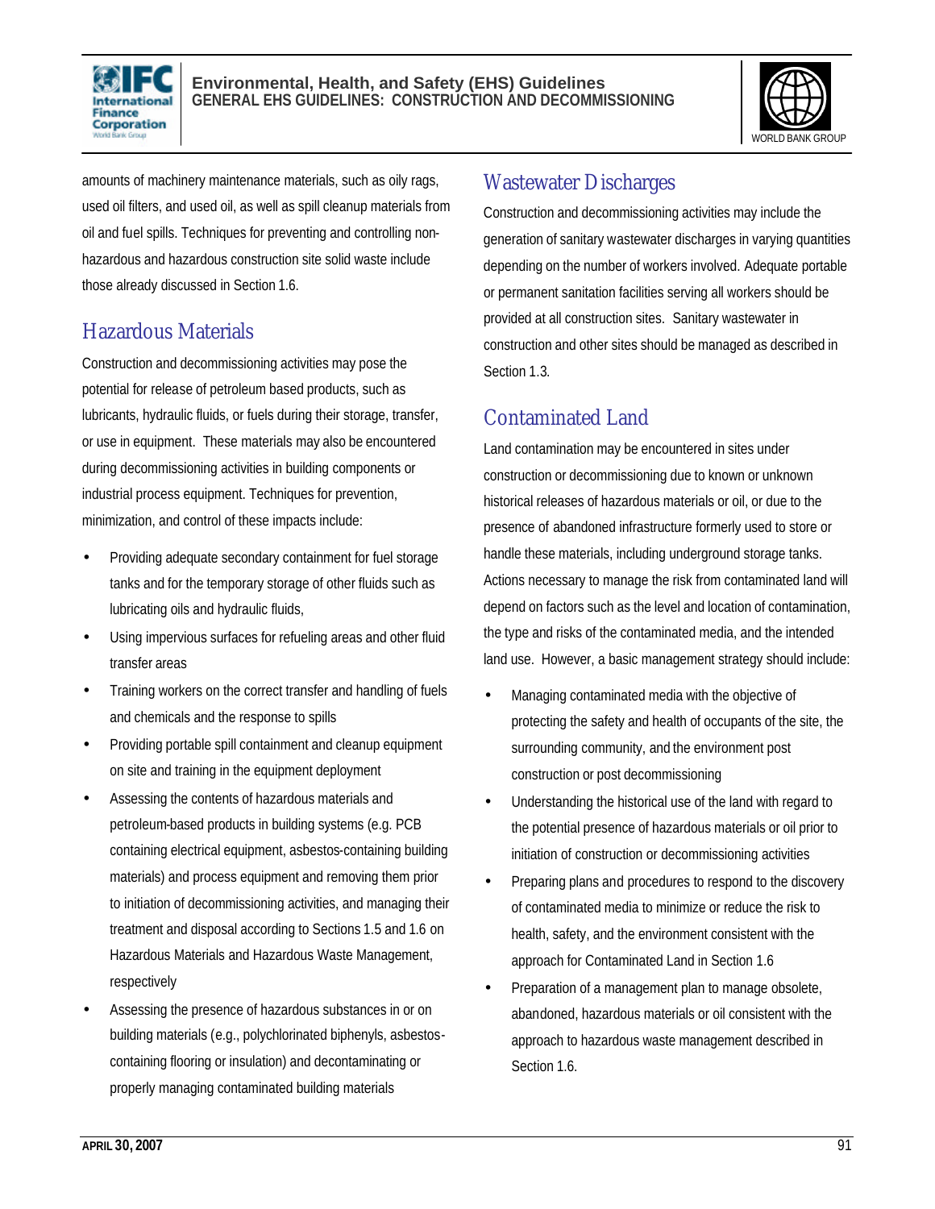amounts of machinery maintenance materials, such as oily rags, used oil filters, and used oil, as well as spill cleanup materials from oil and fuel spills. Techniques for preventing and controlling non-hazardous and hazardous construction site solid waste include those already discussed in Section 1.6.

## Hazardous Materials

Construction and decommissioning activities may pose the potential for release of petroleum based products, such as lubricants, hydraulic fluids, or fuels during their storage, transfer, or use in equipment. These materials may also be encountered during decommissioning activities in building components or industrial process equipment. Techniques for prevention, minimization, and control of these impacts include:

- Providing adequate secondary containment for fuel storage tanks and for the temporary storage of other fluids such as lubricating oils and hydraulic fluids,
- Using impervious surfaces for refueling areas and other fluid transfer areas
- Training workers on the correct transfer and handling of fuels and chemicals and the response to spills
- Providing portable spill containment and cleanup equipment on site and training in the equipment deployment
- Assessing the contents of hazardous materials and petroleum-based products in building systems (e.g. PCB containing electrical equipment, asbestos-containing building materials) and process equipment and removing them prior to initiation of decommissioning activities, and managing their treatment and disposal according to Sections 1.5 and 1.6 on Hazardous Materials and Hazardous Waste Management, respectively
- Assessing the presence of hazardous substances in or on building materials (e.g., polychlorinated biphenyls, asbestos-containing flooring or insulation) and decontaminating or properly managing contaminated building materials

## Wastewater Discharges

Construction and decommissioning activities may include the generation of sanitary wastewater discharges in varying quantities depending on the number of workers involved. Adequate portable or permanent sanitation facilities serving all workers should be provided at all construction sites. Sanitary wastewater in construction and other sites should be managed as described in Section 1.3.

## Contaminated Land

Land contamination may be encountered in sites under construction or decommissioning due to known or unknown historical releases of hazardous materials or oil, or due to the presence of abandoned infrastructure formerly used to store or handle these materials, including underground storage tanks. Actions necessary to manage the risk from contaminated land will depend on factors such as the level and location of contamination, the type and risks of the contaminated media, and the intended land use. However, a basic management strategy should include:

- Managing contaminated media with the objective of protecting the safety and health of occupants of the site, the surrounding community, and the environment post construction or post decommissioning
- Understanding the historical use of the land with regard to the potential presence of hazardous materials or oil prior to initiation of construction or decommissioning activities
- Preparing plans and procedures to respond to the discovery of contaminated media to minimize or reduce the risk to health, safety, and the environment consistent with the approach for Contaminated Land in Section 1.6
- Preparation of a management plan to manage obsolete, abandoned, hazardous materials or oil consistent with the approach to hazardous waste management described in Section 1.6.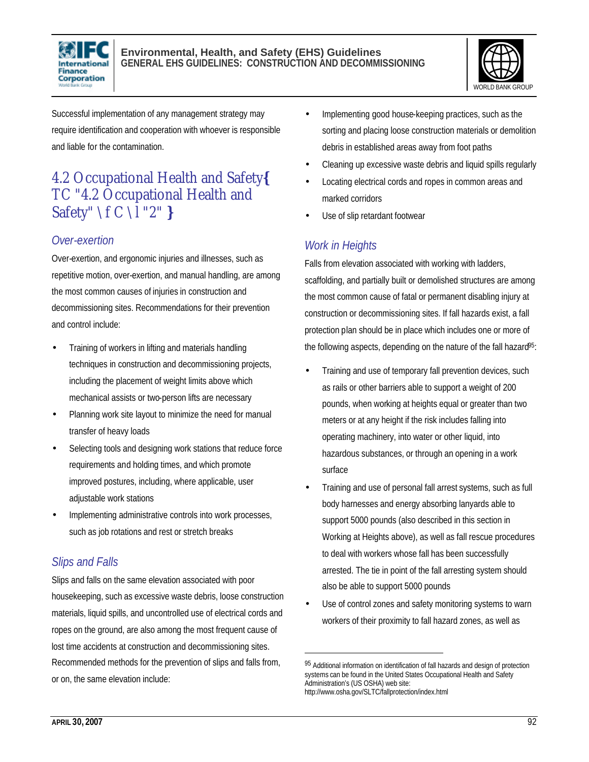Successful implementation of any management strategy may require identification and cooperation with whoever is responsible and liable for the contamination.

## 4.2 Occupational Health and Safety{ TC "4.2 Occupational Health and Safety" \f C \l "2" }

### Over-exertion

Over-exertion, and ergonomic injuries and illnesses, such as repetitive motion, over-exertion, and manual handling, are among the most common causes of injuries in construction and decommissioning sites. Recommendations for their prevention and control include:

- Training of workers in lifting and materials handling techniques in construction and decommissioning projects, including the placement of weight limits above which mechanical assists or two-person lifts are necessary
- Planning work site layout to minimize the need for manual transfer of heavy loads
- Selecting tools and designing work stations that reduce force requirements and holding times, and which promote improved postures, including, where applicable, user adjustable work stations
- Implementing administrative controls into work processes, such as job rotations and rest or stretch breaks

### Slips and Falls

Slips and falls on the same elevation associated with poor housekeeping, such as excessive waste debris, loose construction materials, liquid spills, and uncontrolled use of electrical cords and ropes on the ground, are also among the most frequent cause of lost time accidents at construction and decommissioning sites. Recommended methods for the prevention of slips and falls from, or on, the same elevation include:

- Implementing good house-keeping practices, such as the sorting and placing loose construction materials or demolition debris in established areas away from foot paths
- Cleaning up excessive waste debris and liquid spills regularly
- Locating electrical cords and ropes in common areas and marked corridors
- Use of slip retardant footwear

### Work in Heights

Falls from elevation associated with working with ladders, scaffolding, and partially built or demolished structures are among the most common cause of fatal or permanent disabling injury at construction or decommissioning sites. If fall hazards exist, a fall protection plan should be in place which includes one or more of the following aspects, depending on the nature of the fall hazard[95]:

- Training and use of temporary fall prevention devices, such as rails or other barriers able to support a weight of 200 pounds, when working at heights equal or greater than two meters or at any height if the risk includes falling into operating machinery, into water or other liquid, into hazardous substances, or through an opening in a work surface
- Training and use of personal fall arrest systems, such as full body harnesses and energy absorbing lanyards able to support 5000 pounds (also described in this section in Working at Heights above), as well as fall rescue procedures to deal with workers whose fall has been successfully arrested. The tie in point of the fall arresting system should also be able to support 5000 pounds
- Use of control zones and safety monitoring systems to warn workers of their proximity to fall hazard zones, as well as

[95] Additional information on identification of fall hazards and design of protection systems can be found in the United States Occupational Health and Safety Administration's (US OSHA) web site: http://www.osha.gov/SLTC/fallprotection/index.html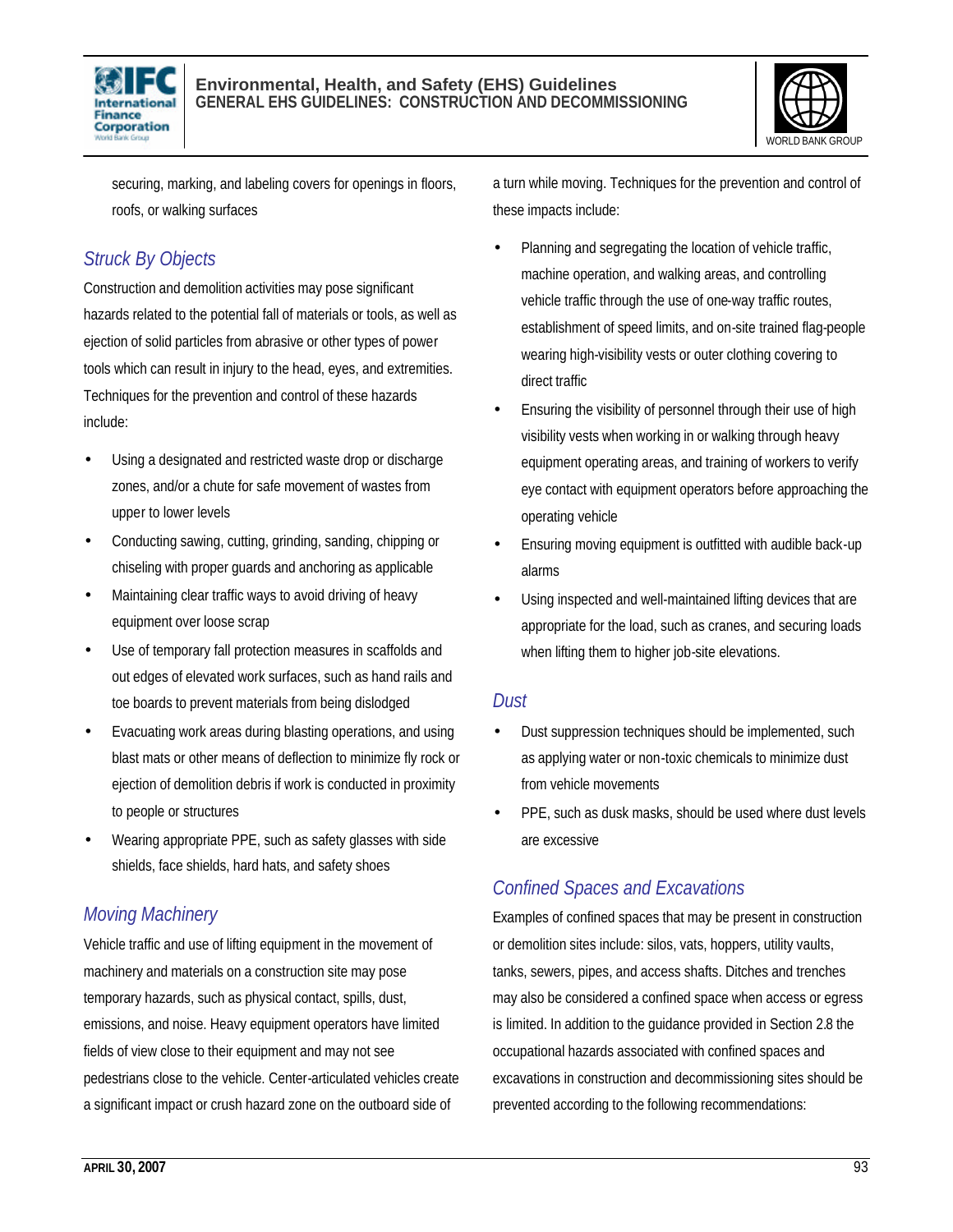securing, marking, and labeling covers for openings in floors, roofs, or walking surfaces

### Struck By Objects

Construction and demolition activities may pose significant hazards related to the potential fall of materials or tools, as well as ejection of solid particles from abrasive or other types of power tools which can result in injury to the head, eyes, and extremities. Techniques for the prevention and control of these hazards include:

- Using a designated and restricted waste drop or discharge zones, and/or a chute for safe movement of wastes from upper to lower levels
- Conducting sawing, cutting, grinding, sanding, chipping or chiseling with proper guards and anchoring as applicable
- Maintaining clear traffic ways to avoid driving of heavy equipment over loose scrap
- Use of temporary fall protection measures in scaffolds and out edges of elevated work surfaces, such as hand rails and toe boards to prevent materials from being dislodged
- Evacuating work areas during blasting operations, and using blast mats or other means of deflection to minimize fly rock or ejection of demolition debris if work is conducted in proximity to people or structures
- Wearing appropriate PPE, such as safety glasses with side shields, face shields, hard hats, and safety shoes

### Moving Machinery

Vehicle traffic and use of lifting equipment in the movement of machinery and materials on a construction site may pose temporary hazards, such as physical contact, spills, dust, emissions, and noise. Heavy equipment operators have limited fields of view close to their equipment and may not see pedestrians close to the vehicle. Center-articulated vehicles create a significant impact or crush hazard zone on the outboard side of a turn while moving. Techniques for the prevention and control of these impacts include:

- Planning and segregating the location of vehicle traffic, machine operation, and walking areas, and controlling vehicle traffic through the use of one-way traffic routes, establishment of speed limits, and on-site trained flag-people wearing high-visibility vests or outer clothing covering to direct traffic
- Ensuring the visibility of personnel through their use of high visibility vests when working in or walking through heavy equipment operating areas, and training of workers to verify eye contact with equipment operators before approaching the operating vehicle
- Ensuring moving equipment is outfitted with audible back-up alarms
- Using inspected and well-maintained lifting devices that are appropriate for the load, such as cranes, and securing loads when lifting them to higher job-site elevations.

### Dust

- Dust suppression techniques should be implemented, such as applying water or non-toxic chemicals to minimize dust from vehicle movements
- PPE, such as dusk masks, should be used where dust levels are excessive

### Confined Spaces and Excavations

Examples of confined spaces that may be present in construction or demolition sites include: silos, vats, hoppers, utility vaults, tanks, sewers, pipes, and access shafts. Ditches and trenches may also be considered a confined space when access or egress is limited. In addition to the guidance provided in Section 2.8 the occupational hazards associated with confined spaces and excavations in construction and decommissioning sites should be prevented according to the following recommendations: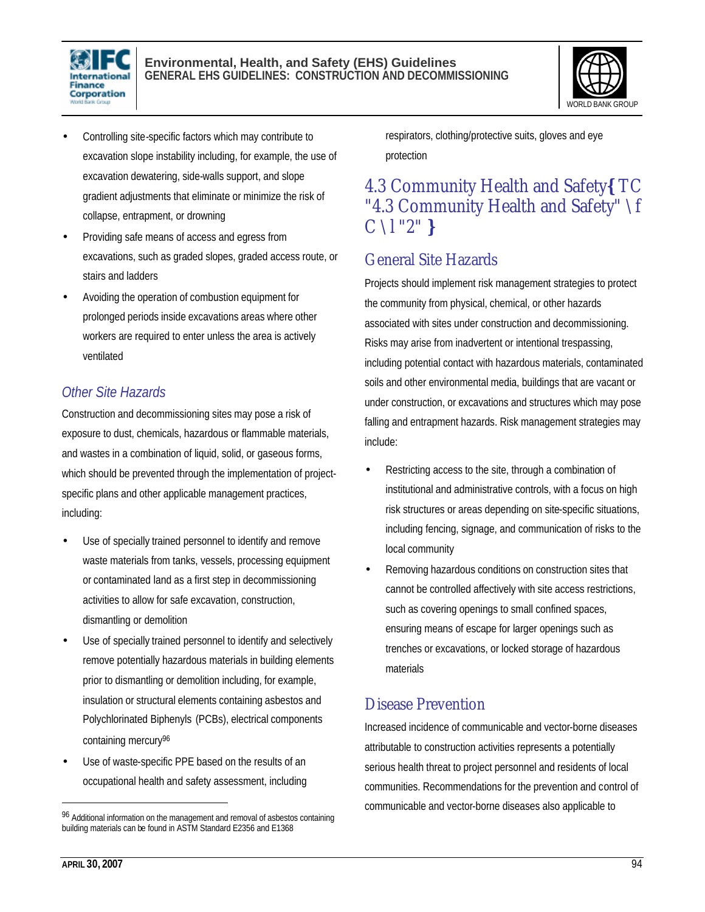- Controlling site-specific factors which may contribute to excavation slope instability including, for example, the use of excavation dewatering, side-walls support, and slope gradient adjustments that eliminate or minimize the risk of collapse, entrapment, or drowning
- Providing safe means of access and egress from excavations, such as graded slopes, graded access route, or stairs and ladders
- Avoiding the operation of combustion equipment for prolonged periods inside excavations areas where other workers are required to enter unless the area is actively ventilated

### *Other Site Hazards*

Construction and decommissioning sites may pose a risk of exposure to dust, chemicals, hazardous or flammable materials, and wastes in a combination of liquid, solid, or gaseous forms, which should be prevented through the implementation of project-specific plans and other applicable management practices, including:

- Use of specially trained personnel to identify and remove waste materials from tanks, vessels, processing equipment or contaminated land as a first step in decommissioning activities to allow for safe excavation, construction, dismantling or demolition
- Use of specially trained personnel to identify and selectively remove potentially hazardous materials in building elements prior to dismantling or demolition including, for example, insulation or structural elements containing asbestos and Polychlorinated Biphenyls (PCBs), electrical components containing mercury[96]
- Use of waste-specific PPE based on the results of an occupational health and safety assessment, including respirators, clothing/protective suits, gloves and eye protection

## 4.3 Community Health and Safety{ TC "4.3 Community Health and Safety" \f C \l "2" }

### General Site Hazards

Projects should implement risk management strategies to protect the community from physical, chemical, or other hazards associated with sites under construction and decommissioning. Risks may arise from inadvertent or intentional trespassing, including potential contact with hazardous materials, contaminated soils and other environmental media, buildings that are vacant or under construction, or excavations and structures which may pose falling and entrapment hazards. Risk management strategies may include:

- Restricting access to the site, through a combination of institutional and administrative controls, with a focus on high risk structures or areas depending on site-specific situations, including fencing, signage, and communication of risks to the local community
- Removing hazardous conditions on construction sites that cannot be controlled affectively with site access restrictions, such as covering openings to small confined spaces, ensuring means of escape for larger openings such as trenches or excavations, or locked storage of hazardous materials

### Disease Prevention

Increased incidence of communicable and vector-borne diseases attributable to construction activities represents a potentially serious health threat to project personnel and residents of local communities. Recommendations for the prevention and control of communicable and vector-borne diseases also applicable to

[96] Additional information on the management and removal of asbestos containing building materials can be found in ASTM Standard E2356 and E1368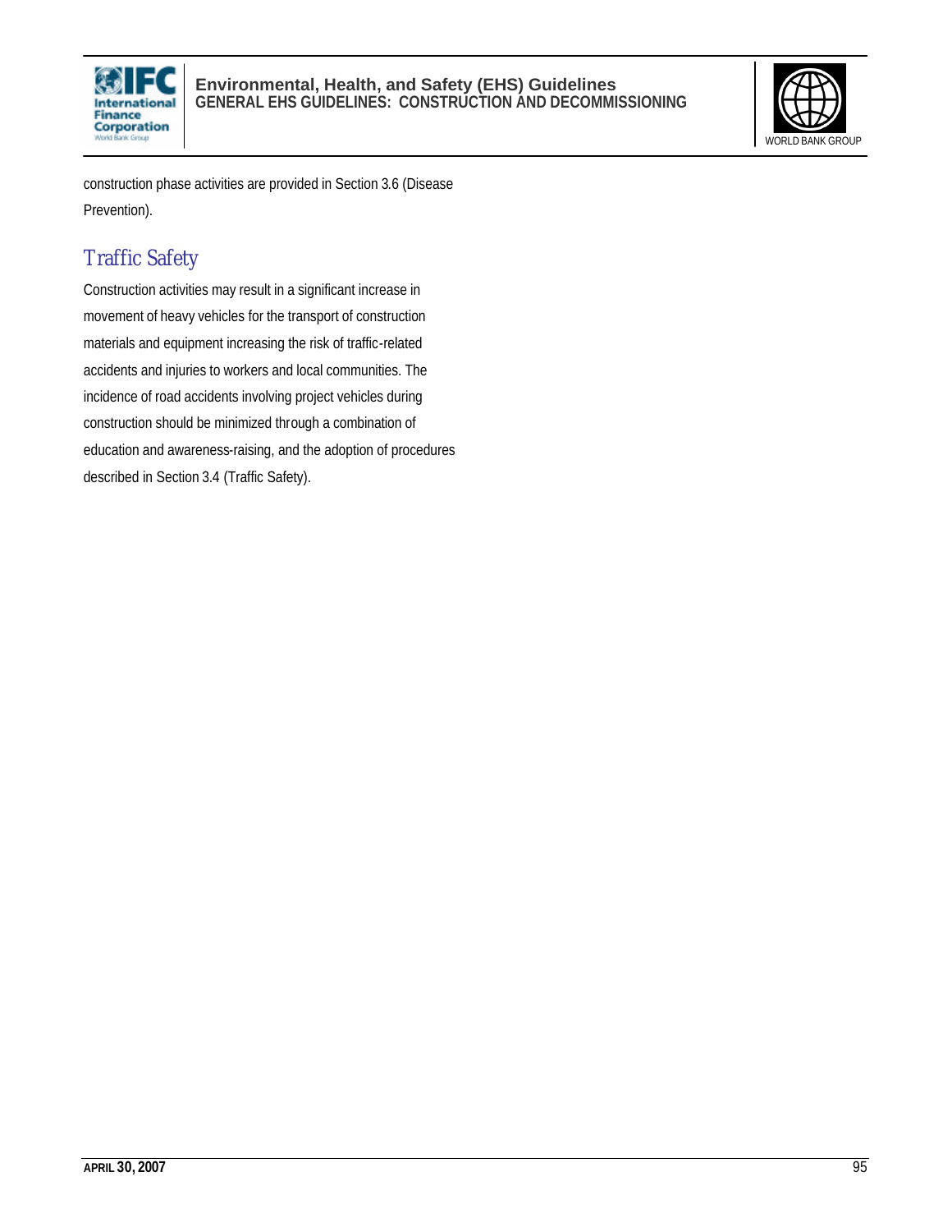construction phase activities are provided in Section 3.6 (Disease Prevention).

## Traffic Safety

Construction activities may result in a significant increase in movement of heavy vehicles for the transport of construction materials and equipment increasing the risk of traffic-related accidents and injuries to workers and local communities. The incidence of road accidents involving project vehicles during construction should be minimized through a combination of education and awareness-raising, and the adoption of procedures described in Section 3.4 (Traffic Safety).